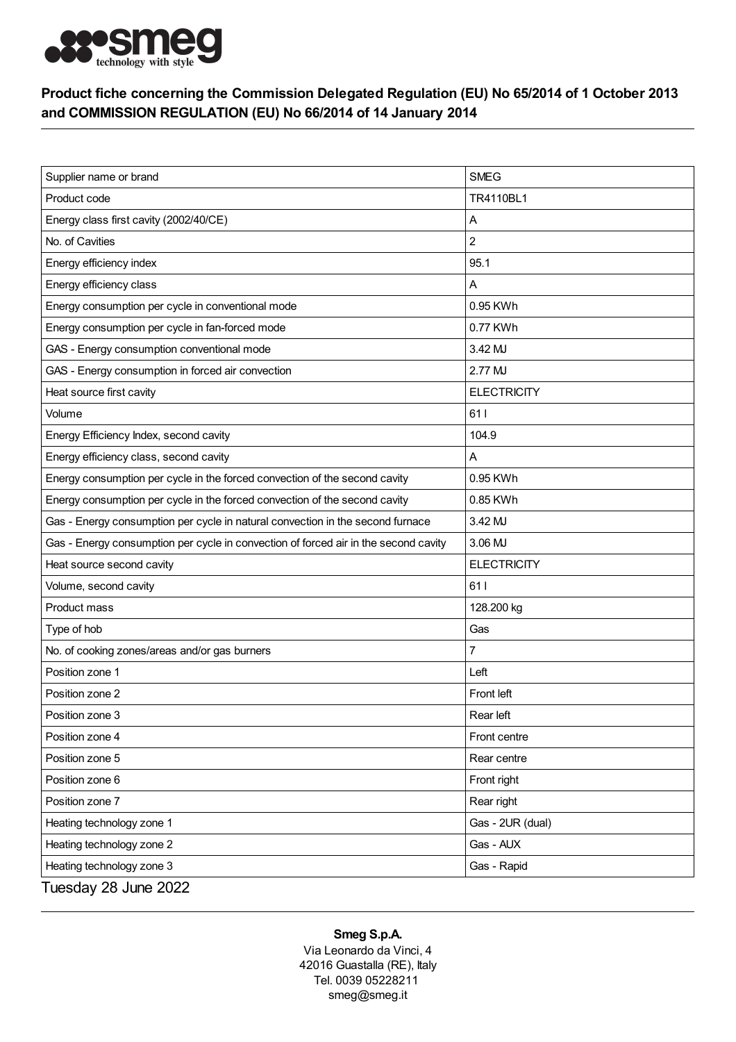**Product fiche concerning the Commission Delegated Regulation (EU) No 65/2014 of 1 October 2013 and COMMISSION REGULATION (EU) No 66/2014 of 14 January 2014**

| | |
|---|---|
| Supplier name or brand | SMEG |
| Product code | TR4110BL1 |
| Energy class first cavity (2002/40/CE) | A |
| No. of Cavities | 2 |
| Energy efficiency index | 95.1 |
| Energy efficiency class | A |
| Energy consumption per cycle in conventional mode | 0.95 KWh |
| Energy consumption per cycle in fan-forced mode | 0.77 KWh |
| GAS - Energy consumption conventional mode | 3.42 MJ |
| GAS - Energy consumption in forced air convection | 2.77 MJ |
| Heat source first cavity | ELECTRICITY |
| Volume | 61 l |
| Energy Efficiency Index, second cavity | 104.9 |
| Energy efficiency class, second cavity | A |
| Energy consumption per cycle in the forced convection of the second cavity | 0.95 KWh |
| Energy consumption per cycle in the forced convection of the second cavity | 0.85 KWh |
| Gas - Energy consumption per cycle in natural convection in the second furnace | 3.42 MJ |
| Gas - Energy consumption per cycle in convection of forced air in the second cavity | 3.06 MJ |
| Heat source second cavity | ELECTRICITY |
| Volume, second cavity | 61 l |
| Product mass | 128.200 kg |
| Type of hob | Gas |
| No. of cooking zones/areas and/or gas burners | 7 |
| Position zone 1 | Left |
| Position zone 2 | Front left |
| Position zone 3 | Rear left |
| Position zone 4 | Front centre |
| Position zone 5 | Rear centre |
| Position zone 6 | Front right |
| Position zone 7 | Rear right |
| Heating technology zone 1 | Gas - 2UR (dual) |
| Heating technology zone 2 | Gas - AUX |
| Heating technology zone 3 | Gas - Rapid |

Tuesday 28 June 2022

**Smeg S.p.A.**
Via Leonardo da Vinci, 4
42016 Guastalla (RE), Italy
Tel. 0039 05228211
smeg@smeg.it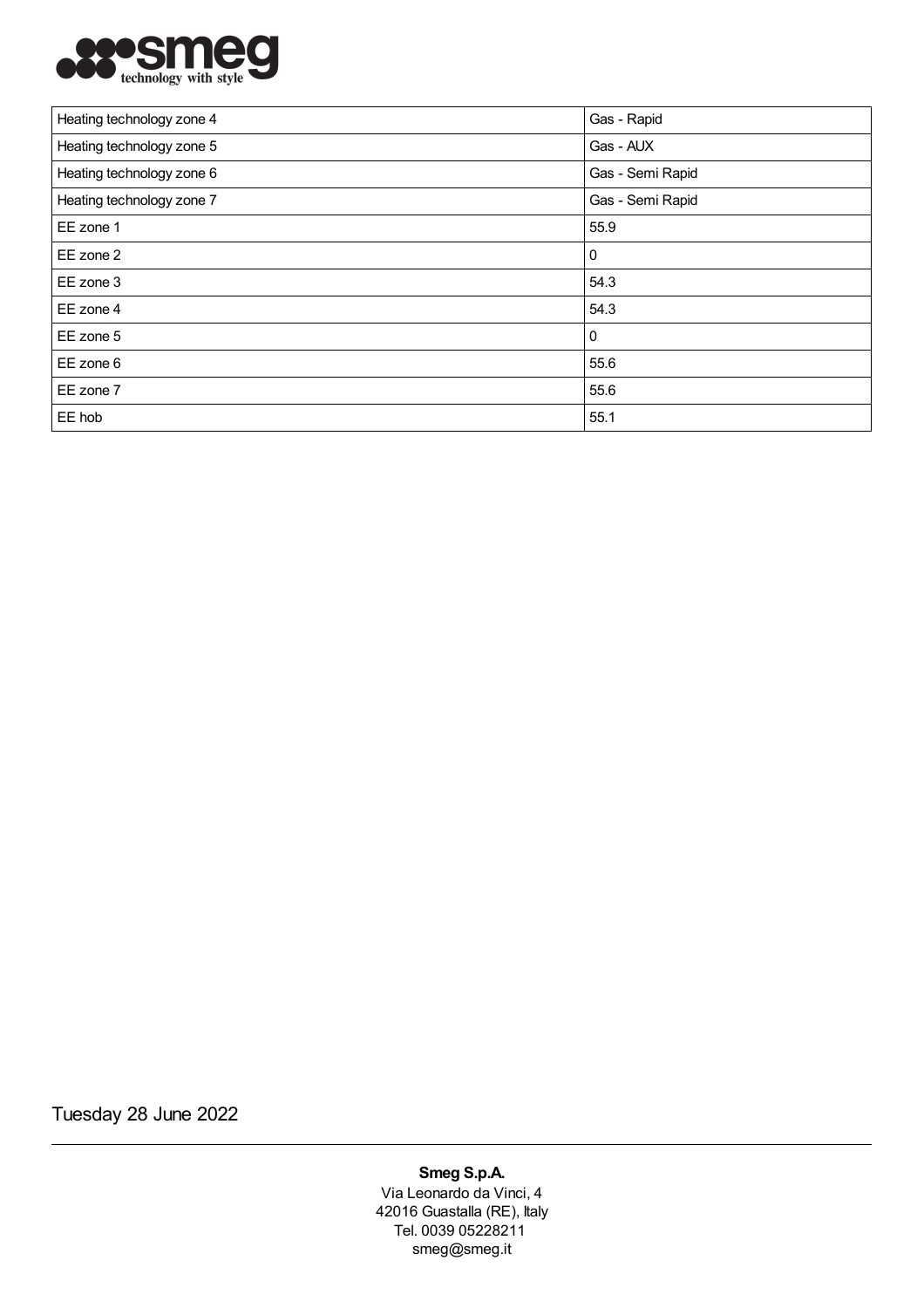| | |
|---|---|
| Heating technology zone 4 | Gas - Rapid |
| Heating technology zone 5 | Gas - AUX |
| Heating technology zone 6 | Gas - Semi Rapid |
| Heating technology zone 7 | Gas - Semi Rapid |
| EE zone 1 | 55.9 |
| EE zone 2 | 0 |
| EE zone 3 | 54.3 |
| EE zone 4 | 54.3 |
| EE zone 5 | 0 |
| EE zone 6 | 55.6 |
| EE zone 7 | 55.6 |
| EE hob | 55.1 |

Tuesday 28 June 2022

**Smeg S.p.A.**
Via Leonardo da Vinci, 4
42016 Guastalla (RE), Italy
Tel. 0039 05228211
smeg@smeg.it